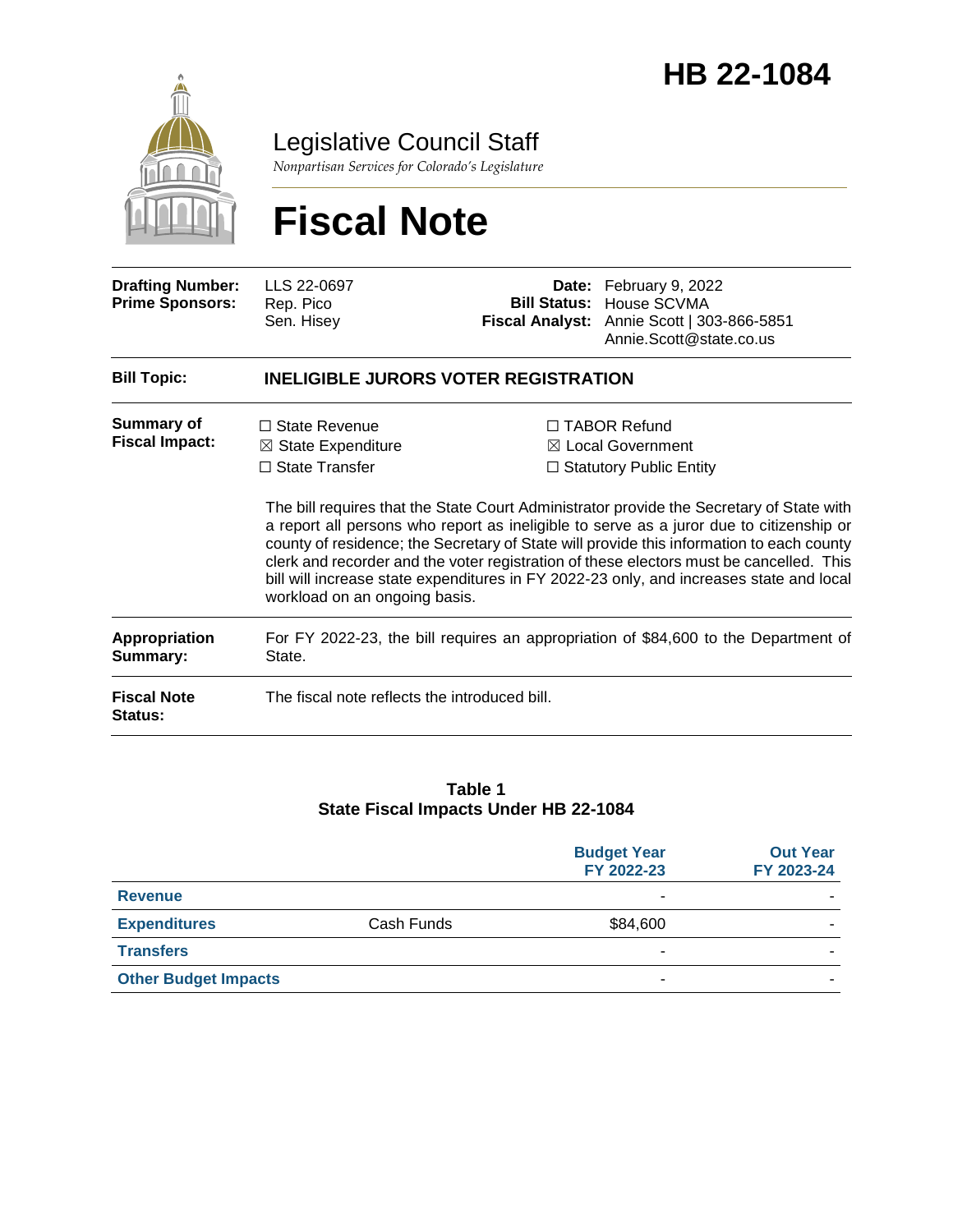# HB 22-1084

Legislative Council Staff

*Nonpartisan Services for Colorado's Legislature*

# Fiscal Note

| | | | |
|---|---|---|---|
| **Drafting Number:** | LLS 22-0697 | **Date:** | February 9, 2022 |
| **Prime Sponsors:** | Rep. Pico<br>Sen. Hisey | **Bill Status:** | House SCVMA |
| | | **Fiscal Analyst:** | Annie Scott \| 303-866-5851<br>Annie.Scott@state.co.us |

**Bill Topic:** **INELIGIBLE JURORS VOTER REGISTRATION**

**Summary of Fiscal Impact:**

☐ State Revenue
☒ State Expenditure
☐ State Transfer
☐ TABOR Refund
☒ Local Government
☐ Statutory Public Entity

The bill requires that the State Court Administrator provide the Secretary of State with a report all persons who report as ineligible to serve as a juror due to citizenship or county of residence; the Secretary of State will provide this information to each county clerk and recorder and the voter registration of these electors must be cancelled. This bill will increase state expenditures in FY 2022-23 only, and increases state and local workload on an ongoing basis.

**Appropriation Summary:** For FY 2022-23, the bill requires an appropriation of $84,600 to the Department of State.

**Fiscal Note Status:** The fiscal note reflects the introduced bill.

**Table 1**
**State Fiscal Impacts Under HB 22-1084**

| | | Budget Year FY 2022-23 | Out Year FY 2023-24 |
|---|---|---|---|
| **Revenue** | | - | - |
| **Expenditures** | Cash Funds | $84,600 | - |
| **Transfers** | | - | - |
| **Other Budget Impacts** | | - | - |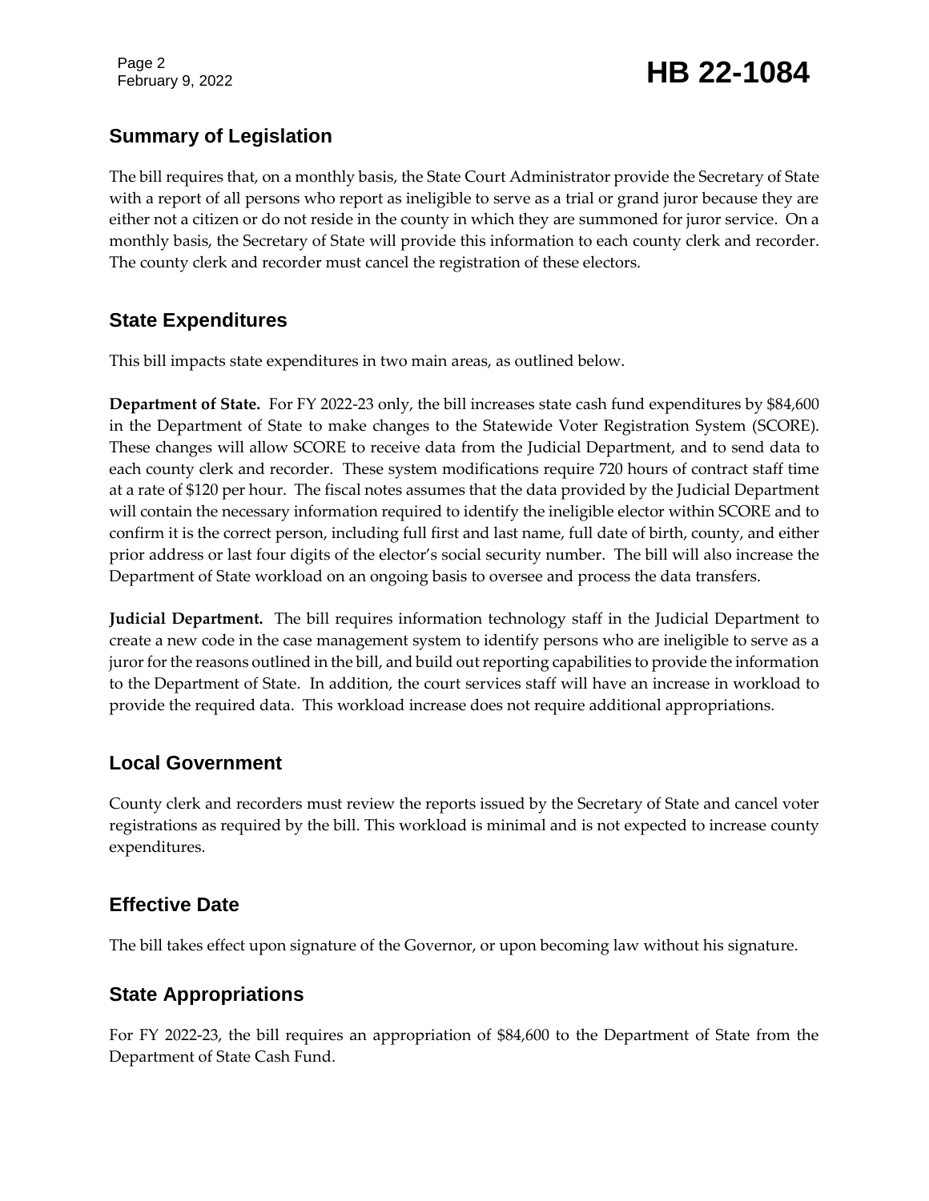## Summary of Legislation

The bill requires that, on a monthly basis, the State Court Administrator provide the Secretary of State with a report of all persons who report as ineligible to serve as a trial or grand juror because they are either not a citizen or do not reside in the county in which they are summoned for juror service. On a monthly basis, the Secretary of State will provide this information to each county clerk and recorder. The county clerk and recorder must cancel the registration of these electors.

## State Expenditures

This bill impacts state expenditures in two main areas, as outlined below.

**Department of State.** For FY 2022-23 only, the bill increases state cash fund expenditures by $84,600 in the Department of State to make changes to the Statewide Voter Registration System (SCORE). These changes will allow SCORE to receive data from the Judicial Department, and to send data to each county clerk and recorder. These system modifications require 720 hours of contract staff time at a rate of $120 per hour. The fiscal notes assumes that the data provided by the Judicial Department will contain the necessary information required to identify the ineligible elector within SCORE and to confirm it is the correct person, including full first and last name, full date of birth, county, and either prior address or last four digits of the elector's social security number. The bill will also increase the Department of State workload on an ongoing basis to oversee and process the data transfers.

**Judicial Department.** The bill requires information technology staff in the Judicial Department to create a new code in the case management system to identify persons who are ineligible to serve as a juror for the reasons outlined in the bill, and build out reporting capabilities to provide the information to the Department of State. In addition, the court services staff will have an increase in workload to provide the required data. This workload increase does not require additional appropriations.

## Local Government

County clerk and recorders must review the reports issued by the Secretary of State and cancel voter registrations as required by the bill. This workload is minimal and is not expected to increase county expenditures.

## Effective Date

The bill takes effect upon signature of the Governor, or upon becoming law without his signature.

## State Appropriations

For FY 2022-23, the bill requires an appropriation of $84,600 to the Department of State from the Department of State Cash Fund.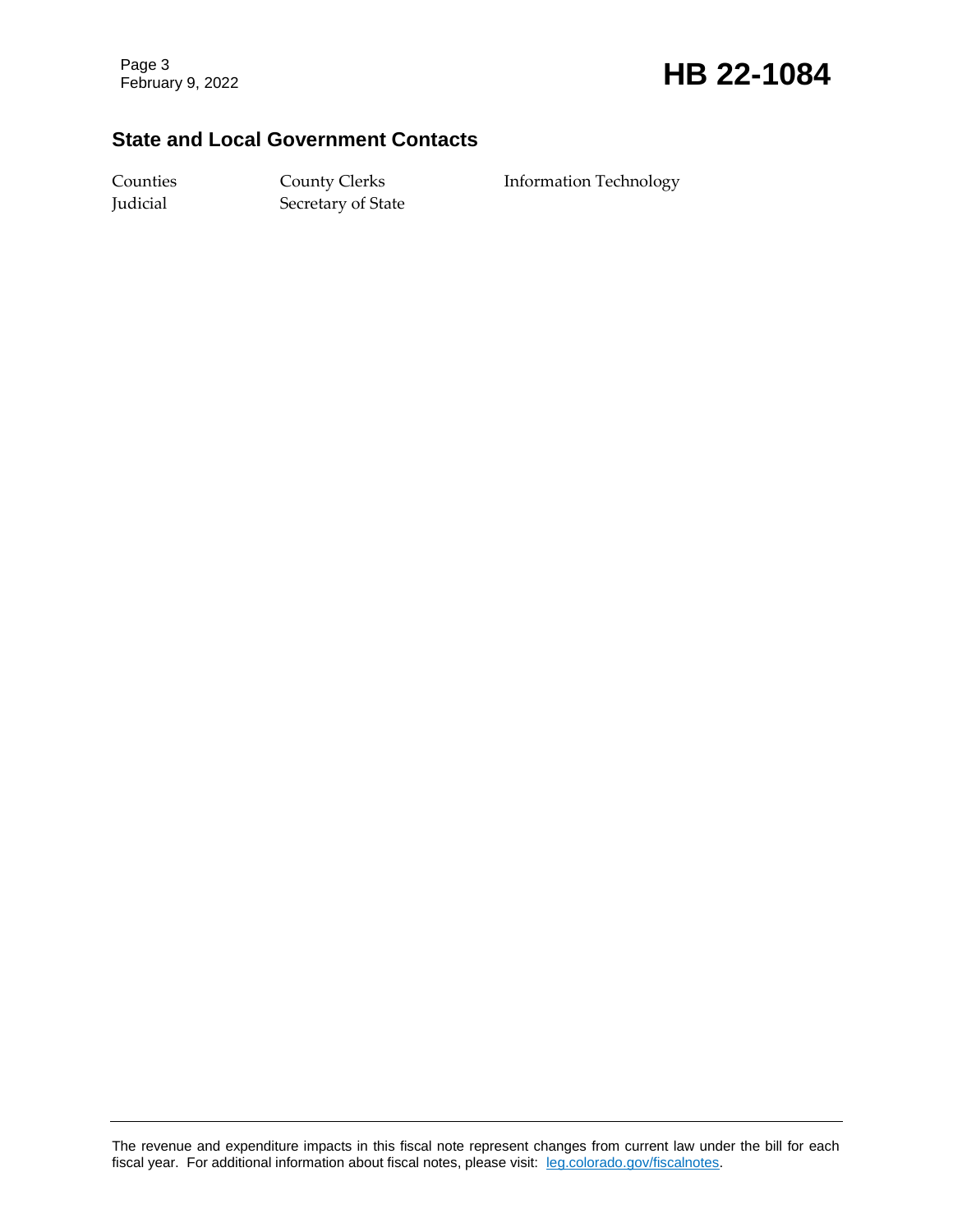## State and Local Government Contacts

| | | |
|---|---|---|
| Counties | County Clerks | Information Technology |
| Judicial | Secretary of State | |

The revenue and expenditure impacts in this fiscal note represent changes from current law under the bill for each fiscal year. For additional information about fiscal notes, please visit: leg.colorado.gov/fiscalnotes.